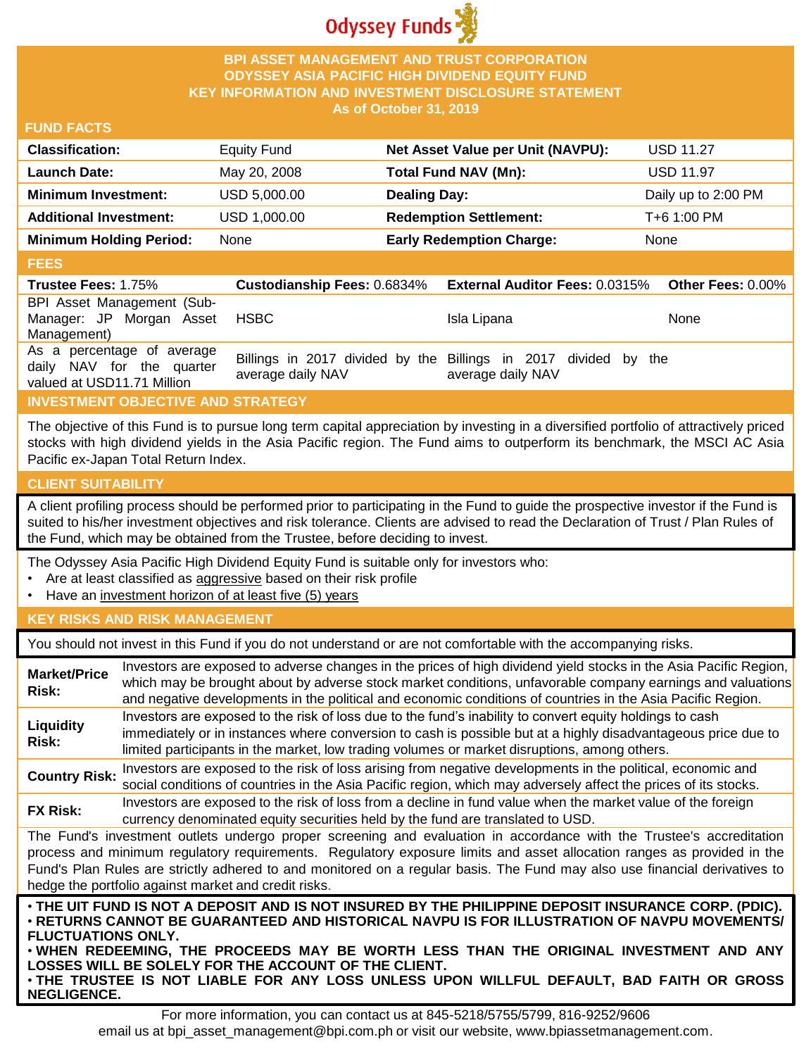Odyssey Funds

# BPI ASSET MANAGEMENT AND TRUST CORPORATION
# ODYSSEY ASIA PACIFIC HIGH DIVIDEND EQUITY FUND
# KEY INFORMATION AND INVESTMENT DISCLOSURE STATEMENT
**As of October 31, 2019**

## FUND FACTS

| | | | |
|---|---|---|---|
| **Classification:** | Equity Fund | **Net Asset Value per Unit (NAVPU):** | USD 11.27 |
| **Launch Date:** | May 20, 2008 | **Total Fund NAV (Mn):** | USD 11.97 |
| **Minimum Investment:** | USD 5,000.00 | **Dealing Day:** | Daily up to 2:00 PM |
| **Additional Investment:** | USD 1,000.00 | **Redemption Settlement:** | T+6 1:00 PM |
| **Minimum Holding Period:** | None | **Early Redemption Charge:** | None |

## FEES

| **Trustee Fees:** 1.75% | **Custodianship Fees:** 0.6834% | **External Auditor Fees:** 0.0315% | **Other Fees:** 0.00% |
|---|---|---|---|
| BPI Asset Management (Sub-Manager: JP Morgan Asset Management) | HSBC | Isla Lipana | None |
| As a percentage of average daily NAV for the quarter valued at USD11.71 Million | Billings in 2017 divided by the average daily NAV | Billings in 2017 divided by the average daily NAV | |

## INVESTMENT OBJECTIVE AND STRATEGY

The objective of this Fund is to pursue long term capital appreciation by investing in a diversified portfolio of attractively priced stocks with high dividend yields in the Asia Pacific region. The Fund aims to outperform its benchmark, the MSCI AC Asia Pacific ex-Japan Total Return Index.

## CLIENT SUITABILITY

A client profiling process should be performed prior to participating in the Fund to guide the prospective investor if the Fund is suited to his/her investment objectives and risk tolerance. Clients are advised to read the Declaration of Trust / Plan Rules of the Fund, which may be obtained from the Trustee, before deciding to invest.

The Odyssey Asia Pacific High Dividend Equity Fund is suitable only for investors who:
- Are at least classified as aggressive based on their risk profile
- Have an investment horizon of at least five (5) years

## KEY RISKS AND RISK MANAGEMENT

You should not invest in this Fund if you do not understand or are not comfortable with the accompanying risks.

| | |
|---|---|
| **Market/Price Risk:** | Investors are exposed to adverse changes in the prices of high dividend yield stocks in the Asia Pacific Region, which may be brought about by adverse stock market conditions, unfavorable company earnings and valuations and negative developments in the political and economic conditions of countries in the Asia Pacific Region. |
| **Liquidity Risk:** | Investors are exposed to the risk of loss due to the fund's inability to convert equity holdings to cash immediately or in instances where conversion to cash is possible but at a highly disadvantageous price due to limited participants in the market, low trading volumes or market disruptions, among others. |
| **Country Risk:** | Investors are exposed to the risk of loss arising from negative developments in the political, economic and social conditions of countries in the Asia Pacific region, which may adversely affect the prices of its stocks. |
| **FX Risk:** | Investors are exposed to the risk of loss from a decline in fund value when the market value of the foreign currency denominated equity securities held by the fund are translated to USD. |

The Fund's investment outlets undergo proper screening and evaluation in accordance with the Trustee's accreditation process and minimum regulatory requirements. Regulatory exposure limits and asset allocation ranges as provided in the Fund's Plan Rules are strictly adhered to and monitored on a regular basis. The Fund may also use financial derivatives to hedge the portfolio against market and credit risks.

- **THE UIT FUND IS NOT A DEPOSIT AND IS NOT INSURED BY THE PHILIPPINE DEPOSIT INSURANCE CORP. (PDIC).**
- **RETURNS CANNOT BE GUARANTEED AND HISTORICAL NAVPU IS FOR ILLUSTRATION OF NAVPU MOVEMENTS/ FLUCTUATIONS ONLY.**
- **WHEN REDEEMING, THE PROCEEDS MAY BE WORTH LESS THAN THE ORIGINAL INVESTMENT AND ANY LOSSES WILL BE SOLELY FOR THE ACCOUNT OF THE CLIENT.**
- **THE TRUSTEE IS NOT LIABLE FOR ANY LOSS UNLESS UPON WILLFUL DEFAULT, BAD FAITH OR GROSS NEGLIGENCE.**

For more information, you can contact us at 845-5218/5755/5799, 816-9252/9606
email us at bpi_asset_management@bpi.com.ph or visit our website, www.bpiassetmanagement.com.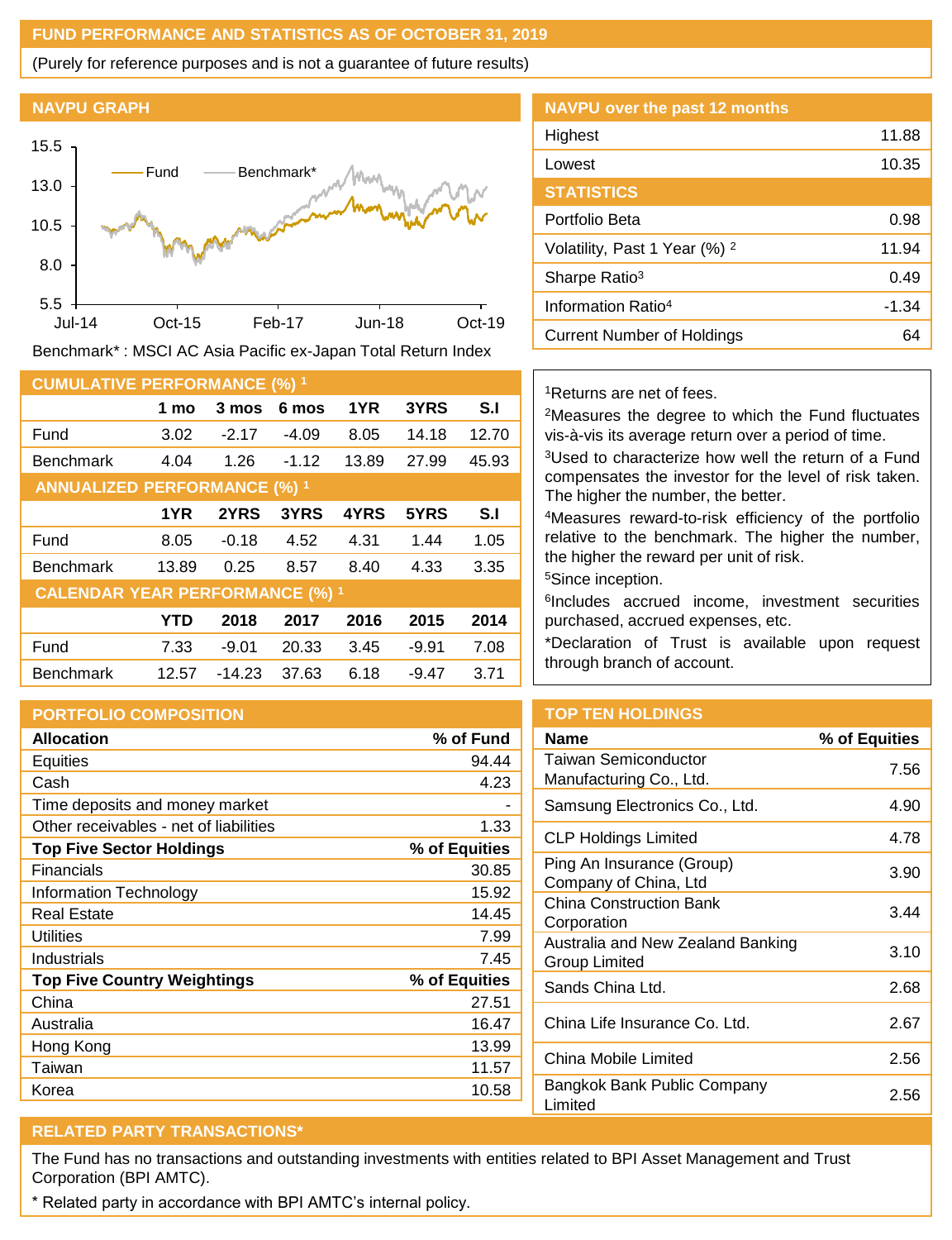## FUND PERFORMANCE AND STATISTICS AS OF OCTOBER 31, 2019

(Purely for reference purposes and is not a guarantee of future results)

### NAVPU GRAPH

Benchmark* : MSCI AC Asia Pacific ex-Japan Total Return Index

### NAVPU over the past 12 months

| | |
|---|---|
| Highest | 11.88 |
| Lowest | 10.35 |

### STATISTICS

| | |
|---|---|
| Portfolio Beta | 0.98 |
| Volatility, Past 1 Year (%) [2] | 11.94 |
| Sharpe Ratio[3] | 0.49 |
| Information Ratio[4] | -1.34 |
| Current Number of Holdings | 64 |

### CUMULATIVE PERFORMANCE (%) [1]

| | 1 mo | 3 mos | 6 mos | 1YR | 3YRS | S.I |
|---|---|---|---|---|---|---|
| Fund | 3.02 | -2.17 | -4.09 | 8.05 | 14.18 | 12.70 |
| Benchmark | 4.04 | 1.26 | -1.12 | 13.89 | 27.99 | 45.93 |

### ANNUALIZED PERFORMANCE (%) [1]

| | 1YR | 2YRS | 3YRS | 4YRS | 5YRS | S.I |
|---|---|---|---|---|---|---|
| Fund | 8.05 | -0.18 | 4.52 | 4.31 | 1.44 | 1.05 |
| Benchmark | 13.89 | 0.25 | 8.57 | 8.40 | 4.33 | 3.35 |

### CALENDAR YEAR PERFORMANCE (%) [1]

| | YTD | 2018 | 2017 | 2016 | 2015 | 2014 |
|---|---|---|---|---|---|---|
| Fund | 7.33 | -9.01 | 20.33 | 3.45 | -9.91 | 7.08 |
| Benchmark | 12.57 | -14.23 | 37.63 | 6.18 | -9.47 | 3.71 |

[1]Returns are net of fees.
[2]Measures the degree to which the Fund fluctuates vis-à-vis its average return over a period of time.
[3]Used to characterize how well the return of a Fund compensates the investor for the level of risk taken. The higher the number, the better.
[4]Measures reward-to-risk efficiency of the portfolio relative to the benchmark. The higher the number, the higher the reward per unit of risk.
[5]Since inception.
[6]Includes accrued income, investment securities purchased, accrued expenses, etc.
*Declaration of Trust is available upon request through branch of account.

### PORTFOLIO COMPOSITION

| Allocation | % of Fund |
|---|---|
| Equities | 94.44 |
| Cash | 4.23 |
| Time deposits and money market | - |
| Other receivables - net of liabilities | 1.33 |
| **Top Five Sector Holdings** | **% of Equities** |
| Financials | 30.85 |
| Information Technology | 15.92 |
| Real Estate | 14.45 |
| Utilities | 7.99 |
| Industrials | 7.45 |
| **Top Five Country Weightings** | **% of Equities** |
| China | 27.51 |
| Australia | 16.47 |
| Hong Kong | 13.99 |
| Taiwan | 11.57 |
| Korea | 10.58 |

### TOP TEN HOLDINGS

| Name | % of Equities |
|---|---|
| Taiwan Semiconductor Manufacturing Co., Ltd. | 7.56 |
| Samsung Electronics Co., Ltd. | 4.90 |
| CLP Holdings Limited | 4.78 |
| Ping An Insurance (Group) Company of China, Ltd | 3.90 |
| China Construction Bank Corporation | 3.44 |
| Australia and New Zealand Banking Group Limited | 3.10 |
| Sands China Ltd. | 2.68 |
| China Life Insurance Co. Ltd. | 2.67 |
| China Mobile Limited | 2.56 |
| Bangkok Bank Public Company Limited | 2.56 |

### RELATED PARTY TRANSACTIONS*

The Fund has no transactions and outstanding investments with entities related to BPI Asset Management and Trust Corporation (BPI AMTC).

\* Related party in accordance with BPI AMTC's internal policy.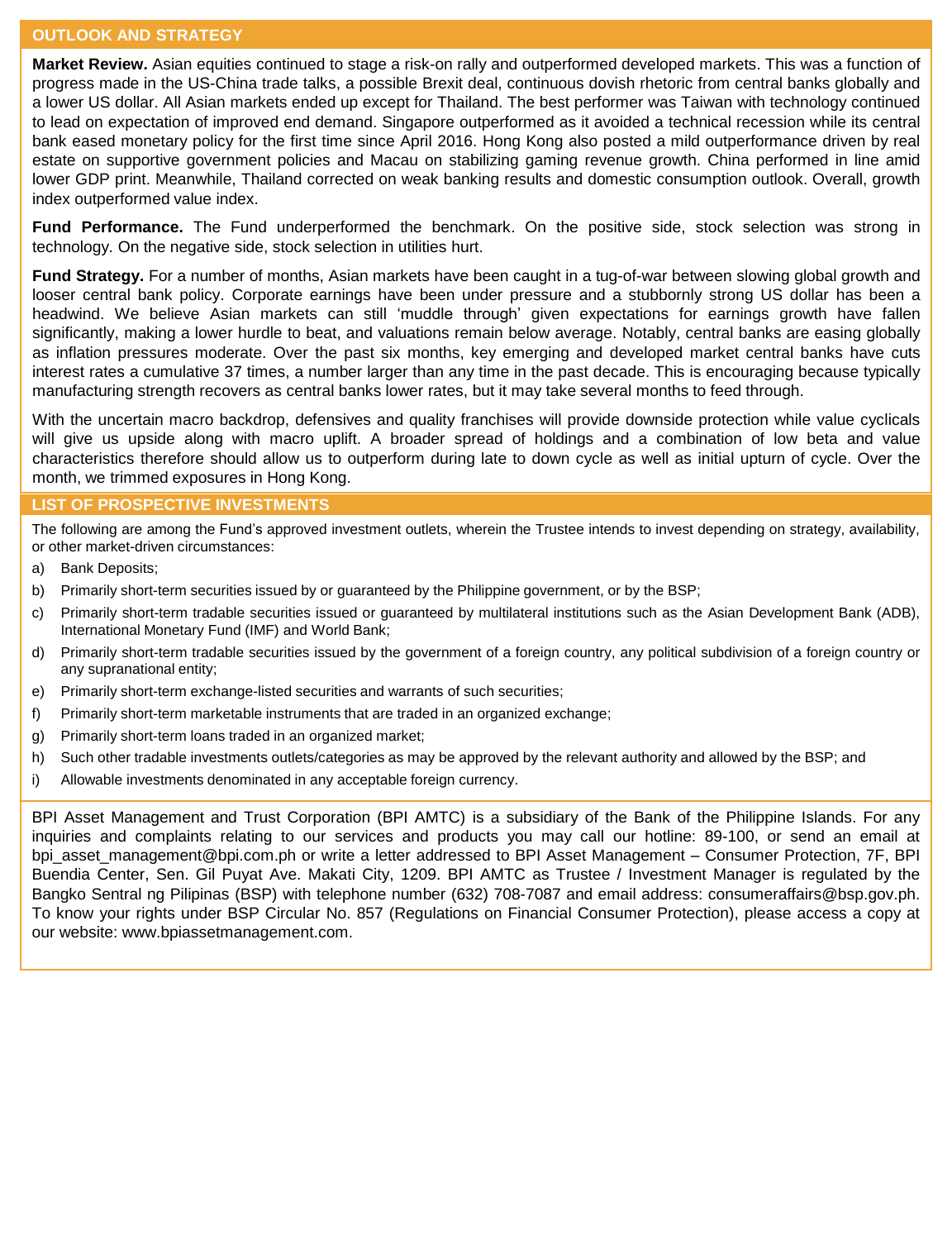## OUTLOOK AND STRATEGY

**Market Review.** Asian equities continued to stage a risk-on rally and outperformed developed markets. This was a function of progress made in the US-China trade talks, a possible Brexit deal, continuous dovish rhetoric from central banks globally and a lower US dollar. All Asian markets ended up except for Thailand. The best performer was Taiwan with technology continued to lead on expectation of improved end demand. Singapore outperformed as it avoided a technical recession while its central bank eased monetary policy for the first time since April 2016. Hong Kong also posted a mild outperformance driven by real estate on supportive government policies and Macau on stabilizing gaming revenue growth. China performed in line amid lower GDP print. Meanwhile, Thailand corrected on weak banking results and domestic consumption outlook. Overall, growth index outperformed value index.

**Fund Performance.** The Fund underperformed the benchmark. On the positive side, stock selection was strong in technology. On the negative side, stock selection in utilities hurt.

**Fund Strategy.** For a number of months, Asian markets have been caught in a tug-of-war between slowing global growth and looser central bank policy. Corporate earnings have been under pressure and a stubbornly strong US dollar has been a headwind. We believe Asian markets can still 'muddle through' given expectations for earnings growth have fallen significantly, making a lower hurdle to beat, and valuations remain below average. Notably, central banks are easing globally as inflation pressures moderate. Over the past six months, key emerging and developed market central banks have cuts interest rates a cumulative 37 times, a number larger than any time in the past decade. This is encouraging because typically manufacturing strength recovers as central banks lower rates, but it may take several months to feed through.

With the uncertain macro backdrop, defensives and quality franchises will provide downside protection while value cyclicals will give us upside along with macro uplift. A broader spread of holdings and a combination of low beta and value characteristics therefore should allow us to outperform during late to down cycle as well as initial upturn of cycle. Over the month, we trimmed exposures in Hong Kong.

## LIST OF PROSPECTIVE INVESTMENTS

The following are among the Fund's approved investment outlets, wherein the Trustee intends to invest depending on strategy, availability, or other market-driven circumstances:

a) Bank Deposits;
b) Primarily short-term securities issued by or guaranteed by the Philippine government, or by the BSP;
c) Primarily short-term tradable securities issued or guaranteed by multilateral institutions such as the Asian Development Bank (ADB), International Monetary Fund (IMF) and World Bank;
d) Primarily short-term tradable securities issued by the government of a foreign country, any political subdivision of a foreign country or any supranational entity;
e) Primarily short-term exchange-listed securities and warrants of such securities;
f) Primarily short-term marketable instruments that are traded in an organized exchange;
g) Primarily short-term loans traded in an organized market;
h) Such other tradable investments outlets/categories as may be approved by the relevant authority and allowed by the BSP; and
i) Allowable investments denominated in any acceptable foreign currency.

BPI Asset Management and Trust Corporation (BPI AMTC) is a subsidiary of the Bank of the Philippine Islands. For any inquiries and complaints relating to our services and products you may call our hotline: 89-100, or send an email at bpi_asset_management@bpi.com.ph or write a letter addressed to BPI Asset Management – Consumer Protection, 7F, BPI Buendia Center, Sen. Gil Puyat Ave. Makati City, 1209. BPI AMTC as Trustee / Investment Manager is regulated by the Bangko Sentral ng Pilipinas (BSP) with telephone number (632) 708-7087 and email address: consumeraffairs@bsp.gov.ph. To know your rights under BSP Circular No. 857 (Regulations on Financial Consumer Protection), please access a copy at our website: www.bpiassetmanagement.com.